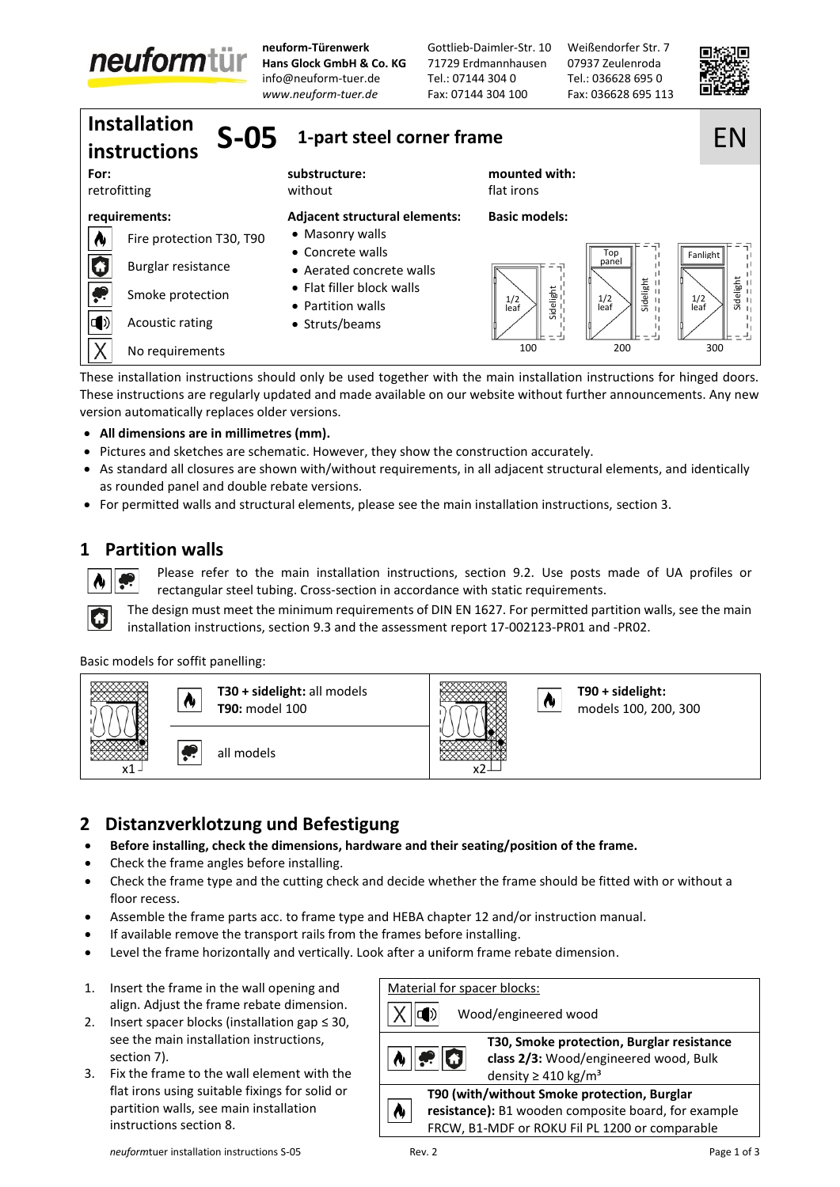**neuform-Türenwerk**
**Hans Glock GmbH & Co. KG**
info@neuform-tuer.de
*www.neuform-tuer.de*

Gottlieb-Daimler-Str. 10
71729 Erdmannhausen
Tel.: 07144 304 0
Fax: 07144 304 100

Weißendorfer Str. 7
07937 Zeulenroda
Tel.: 036628 695 0
Fax: 036628 695 113

# Installation instructions S-05 1-part steel corner frame

EN

| For: | substructure: | mounted with: |
|---|---|---|
| retrofitting | without | flat irons |

**requirements:**

- Fire protection T30, T90
- Burglar resistance
- Smoke protection
- Acoustic rating
- No requirements

**Adjacent structural elements:**

- Masonry walls
- Concrete walls
- Aerated concrete walls
- Flat filler block walls
- Partition walls
- Struts/beams

**Basic models:**

- 100: 1/2 leaf, Sidelight
- 200: Top panel, 1/2 leaf, Sidelight
- 300: Fanlight, 1/2 leaf, Sidelight

These installation instructions should only be used together with the main installation instructions for hinged doors. These instructions are regularly updated and made available on our website without further announcements. Any new version automatically replaces older versions.

- **All dimensions are in millimetres (mm).**
- Pictures and sketches are schematic. However, they show the construction accurately.
- As standard all closures are shown with/without requirements, in all adjacent structural elements, and identically as rounded panel and double rebate versions.
- For permitted walls and structural elements, please see the main installation instructions, section 3.

## 1 Partition walls

(Fire protection, Smoke protection) Please refer to the main installation instructions, section 9.2. Use posts made of UA profiles or rectangular steel tubing. Cross-section in accordance with static requirements.

(Burglar resistance) The design must meet the minimum requirements of DIN EN 1627. For permitted partition walls, see the main installation instructions, section 9.3 and the assessment report 17-002123-PR01 and -PR02.

Basic models for soffit panelling:

| | Requirement | Models |
|---|---|---|
| x1 | Fire protection | **T30 + sidelight:** all models<br>**T90:** model 100 |
| x1 | Smoke protection | all models |
| x2 | Fire protection | **T90 + sidelight:** models 100, 200, 300 |

## 2 Distanzverklotzung und Befestigung

- **Before installing, check the dimensions, hardware and their seating/position of the frame.**
- Check the frame angles before installing.
- Check the frame type and the cutting check and decide whether the frame should be fitted with or without a floor recess.
- Assemble the frame parts acc. to frame type and HEBA chapter 12 and/or instruction manual.
- If available remove the transport rails from the frames before installing.
- Level the frame horizontally and vertically. Look after a uniform frame rebate dimension.

1. Insert the frame in the wall opening and align. Adjust the frame rebate dimension.
2. Insert spacer blocks (installation gap ≤ 30, see the main installation instructions, section 7).
3. Fix the frame to the wall element with the flat irons using suitable fixings for solid or partition walls, see main installation instructions section 8.

| Material for spacer blocks: | |
|---|---|
| No requirements, Acoustic rating | Wood/engineered wood |
| Fire protection, Smoke protection, Burglar resistance | **T30, Smoke protection, Burglar resistance class 2/3:** Wood/engineered wood, Bulk density ≥ 410 kg/m³ |
| Fire protection | **T90 (with/without Smoke protection, Burglar resistance):** B1 wooden composite board, for example FRCW, B1-MDF or ROKU Fil PL 1200 or comparable |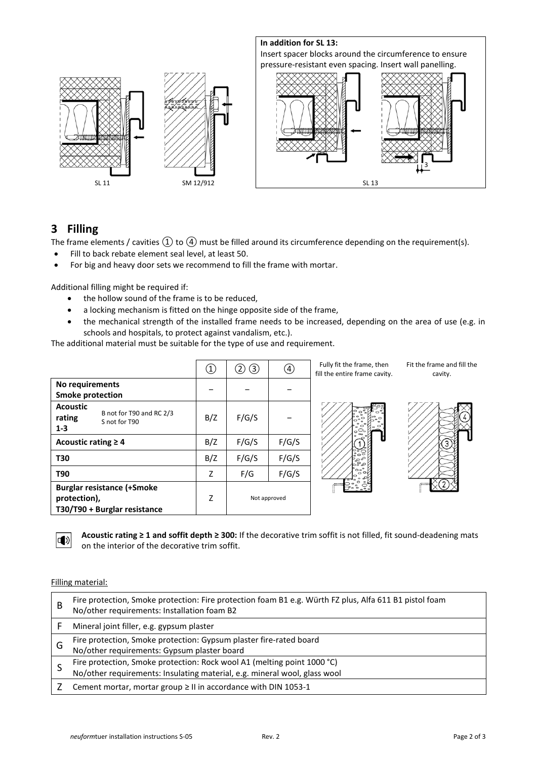**In addition for SL 13:**
Insert spacer blocks around the circumference to ensure pressure-resistant even spacing. Insert wall panelling.

SL 11 SM 12/912 SL 13

## 3 Filling

The frame elements / cavities ① to ④ must be filled around its circumference depending on the requirement(s).

- Fill to back rebate element seal level, at least 50.
- For big and heavy door sets we recommend to fill the frame with mortar.

Additional filling might be required if:

- the hollow sound of the frame is to be reduced,
- a locking mechanism is fitted on the hinge opposite side of the frame,
- the mechanical strength of the installed frame needs to be increased, depending on the area of use (e.g. in schools and hospitals, to protect against vandalism, etc.).

The additional material must be suitable for the type of use and requirement.

| | ① | ② ③ | ④ |
|---|---|---|---|
| **No requirements** **Smoke protection** | – | – | – |
| **Acoustic rating 1-3** (B not for T90 and RC 2/3; S not for T90) | B/Z | F/G/S | – |
| **Acoustic rating ≥ 4** | B/Z | F/G/S | F/G/S |
| **T30** | B/Z | F/G/S | F/G/S |
| **T90** | Z | F/G | F/G/S |
| **Burglar resistance (+Smoke protection),** **T30/T90 + Burglar resistance** | Z | Not approved | |

Fully fit the frame, then fill the entire frame cavity. Fit the frame and fill the cavity.

**Acoustic rating ≥ 1 and soffit depth ≥ 300:** If the decorative trim soffit is not filled, fit sound-deadening mats on the interior of the decorative trim soffit.

Filling material:

| | |
|---|---|
| B | Fire protection, Smoke protection: Fire protection foam B1 e.g. Würth FZ plus, Alfa 611 B1 pistol foam<br>No/other requirements: Installation foam B2 |
| F | Mineral joint filler, e.g. gypsum plaster |
| G | Fire protection, Smoke protection: Gypsum plaster fire-rated board<br>No/other requirements: Gypsum plaster board |
| S | Fire protection, Smoke protection: Rock wool A1 (melting point 1000 °C)<br>No/other requirements: Insulating material, e.g. mineral wool, glass wool |
| Z | Cement mortar, mortar group ≥ II in accordance with DIN 1053-1 |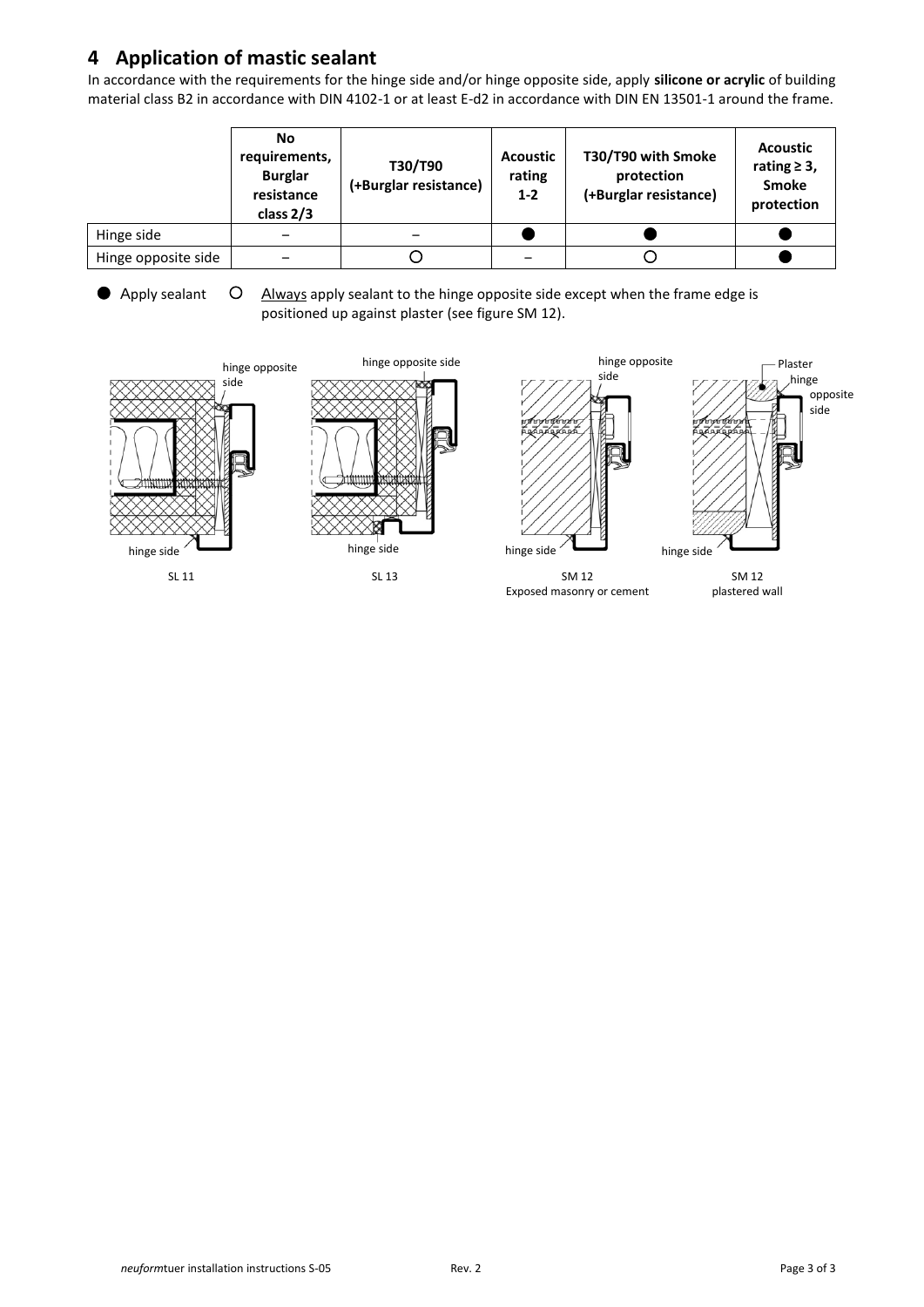## 4 Application of mastic sealant

In accordance with the requirements for the hinge side and/or hinge opposite side, apply **silicone or acrylic** of building material class B2 in accordance with DIN 4102-1 or at least E-d2 in accordance with DIN EN 13501-1 around the frame.

| | **No requirements, Burglar resistance class 2/3** | **T30/T90 (+Burglar resistance)** | **Acoustic rating 1-2** | **T30/T90 with Smoke protection (+Burglar resistance)** | **Acoustic rating ≥ 3, Smoke protection** |
|---|---|---|---|---|---|
| Hinge side | – | – | ● | ● | ● |
| Hinge opposite side | – | ○ | – | ○ | ● |

● Apply sealant ○ Always apply sealant to the hinge opposite side except when the frame edge is positioned up against plaster (see figure SM 12).

hinge opposite side
hinge side
SL 11

hinge opposite side
hinge side
SL 13

hinge opposite side
hinge side
SM 12
Exposed masonry or cement

Plaster
hinge opposite side
hinge side
SM 12
plastered wall